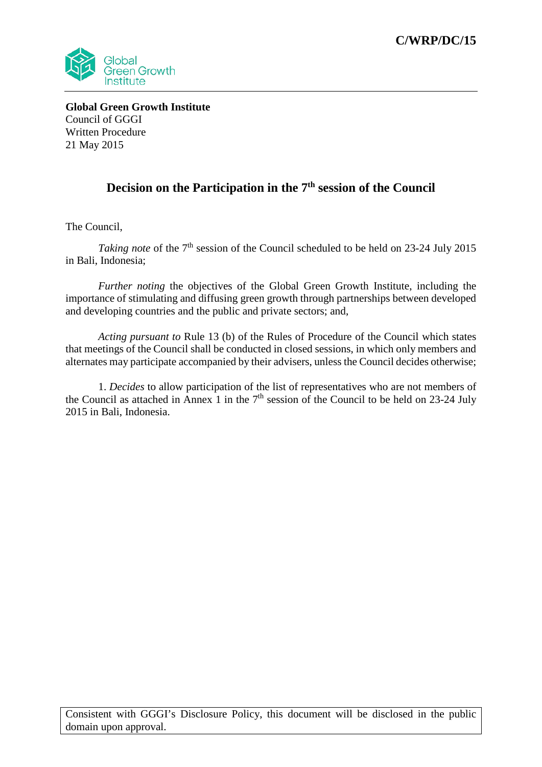**C/WRP/DC/15**

**Global Green Growth Institute**
Council of GGGI
Written Procedure
21 May 2015

## Decision on the Participation in the 7th session of the Council

The Council,

*Taking note* of the 7th session of the Council scheduled to be held on 23-24 July 2015 in Bali, Indonesia;

*Further noting* the objectives of the Global Green Growth Institute, including the importance of stimulating and diffusing green growth through partnerships between developed and developing countries and the public and private sectors; and,

*Acting pursuant to* Rule 13 (b) of the Rules of Procedure of the Council which states that meetings of the Council shall be conducted in closed sessions, in which only members and alternates may participate accompanied by their advisers, unless the Council decides otherwise;

1. *Decides* to allow participation of the list of representatives who are not members of the Council as attached in Annex 1 in the 7th session of the Council to be held on 23-24 July 2015 in Bali, Indonesia.

Consistent with GGGI's Disclosure Policy, this document will be disclosed in the public domain upon approval.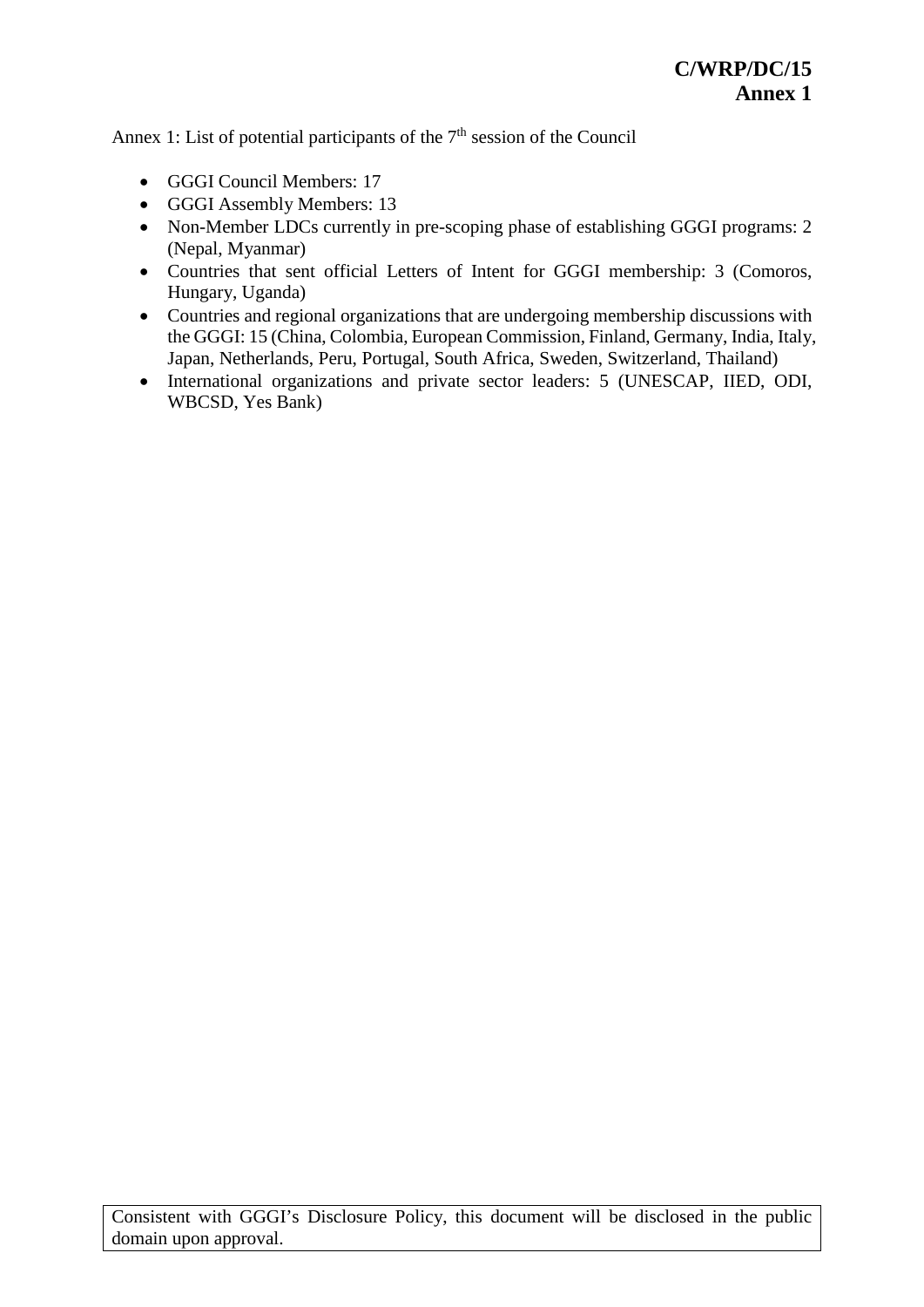Annex 1: List of potential participants of the 7th session of the Council

- GGGI Council Members: 17
- GGGI Assembly Members: 13
- Non-Member LDCs currently in pre-scoping phase of establishing GGGI programs: 2 (Nepal, Myanmar)
- Countries that sent official Letters of Intent for GGGI membership: 3 (Comoros, Hungary, Uganda)
- Countries and regional organizations that are undergoing membership discussions with the GGGI: 15 (China, Colombia, European Commission, Finland, Germany, India, Italy, Japan, Netherlands, Peru, Portugal, South Africa, Sweden, Switzerland, Thailand)
- International organizations and private sector leaders: 5 (UNESCAP, IIED, ODI, WBCSD, Yes Bank)

Consistent with GGGI's Disclosure Policy, this document will be disclosed in the public domain upon approval.